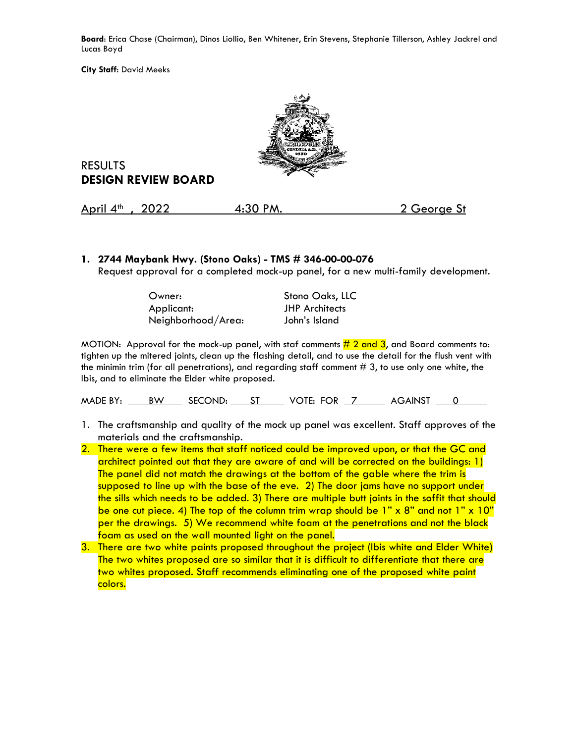**Board**: Erica Chase (Chairman), Dinos Liollio, Ben Whitener, Erin Stevens, Stephanie Tillerson, Ashley Jackrel and Lucas Boyd

**City Staff**: David Meeks

RESULTS

**DESIGN REVIEW BOARD**

April 4th , 2022 4:30 PM. 2 George St

**1. 2744 Maybank Hwy. (Stono Oaks) - TMS # 346-00-00-076**

Request approval for a completed mock-up panel, for a new multi-family development.

| | |
|---|---|
| Owner: | Stono Oaks, LLC |
| Applicant: | JHP Architects |
| Neighborhood/Area: | John's Island |

MOTION: Approval for the mock-up panel, with staf comments # 2 and 3, and Board comments to: tighten up the mitered joints, clean up the flashing detail, and to use the detail for the flush vent with the minimin trim (for all penetrations), and regarding staff comment # 3, to use only one white, the Ibis, and to eliminate the Elder white proposed.

MADE BY: BW SECOND: ST VOTE: FOR 7 AGAINST 0

1. The craftsmanship and quality of the mock up panel was excellent. Staff approves of the materials and the craftsmanship.
2. There were a few items that staff noticed could be improved upon, or that the GC and architect pointed out that they are aware of and will be corrected on the buildings: 1) The panel did not match the drawings at the bottom of the gable where the trim is supposed to line up with the base of the eve. 2) The door jams have no support under the sills which needs to be added. 3) There are multiple butt joints in the soffit that should be one cut piece. 4) The top of the column trim wrap should be 1" x 8" and not 1" x 10" per the drawings. 5) We recommend white foam at the penetrations and not the black foam as used on the wall mounted light on the panel.
3. There are two white paints proposed throughout the project (Ibis white and Elder White) The two whites proposed are so similar that it is difficult to differentiate that there are two whites proposed. Staff recommends eliminating one of the proposed white paint colors.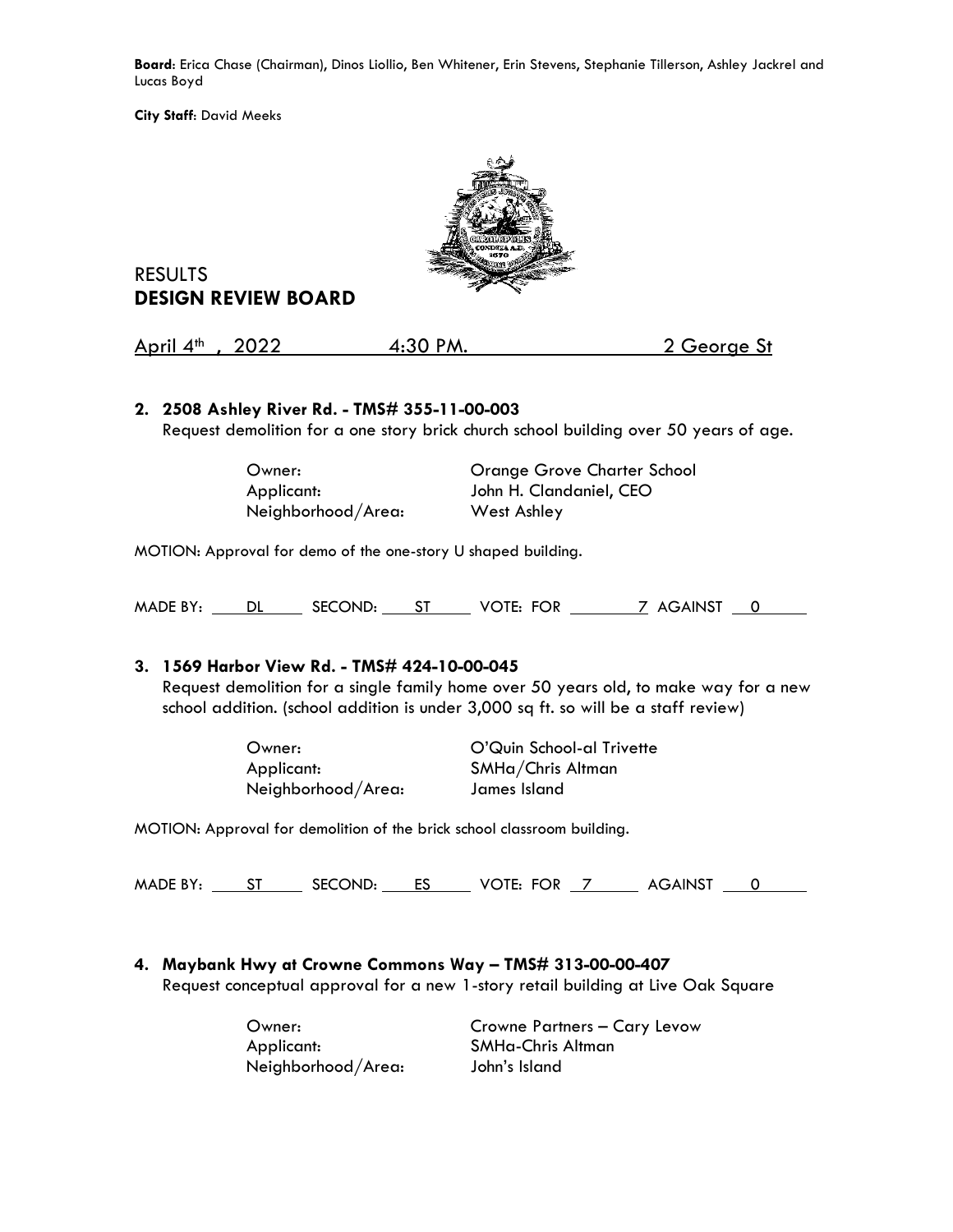**Board**: Erica Chase (Chairman), Dinos Liollio, Ben Whitener, Erin Stevens, Stephanie Tillerson, Ashley Jackrel and Lucas Boyd

**City Staff**: David Meeks

RESULTS
## DESIGN REVIEW BOARD

April 4th , 2022 4:30 PM. 2 George St

**2. 2508 Ashley River Rd. - TMS# 355-11-00-003**
Request demolition for a one story brick church school building over 50 years of age.

| | |
|---|---|
| Owner: | Orange Grove Charter School |
| Applicant: | John H. Clandaniel, CEO |
| Neighborhood/Area: | West Ashley |

MOTION: Approval for demo of the one-story U shaped building.

MADE BY: DL SECOND: ST VOTE: FOR 7 AGAINST 0

**3. 1569 Harbor View Rd. - TMS# 424-10-00-045**
Request demolition for a single family home over 50 years old, to make way for a new school addition. (school addition is under 3,000 sq ft. so will be a staff review)

| | |
|---|---|
| Owner: | O'Quin School-al Trivette |
| Applicant: | SMHa/Chris Altman |
| Neighborhood/Area: | James Island |

MOTION: Approval for demolition of the brick school classroom building.

MADE BY: ST SECOND: ES VOTE: FOR 7 AGAINST 0

**4. Maybank Hwy at Crowne Commons Way – TMS# 313-00-00-407**
Request conceptual approval for a new 1-story retail building at Live Oak Square

| | |
|---|---|
| Owner: | Crowne Partners – Cary Levow |
| Applicant: | SMHa-Chris Altman |
| Neighborhood/Area: | John's Island |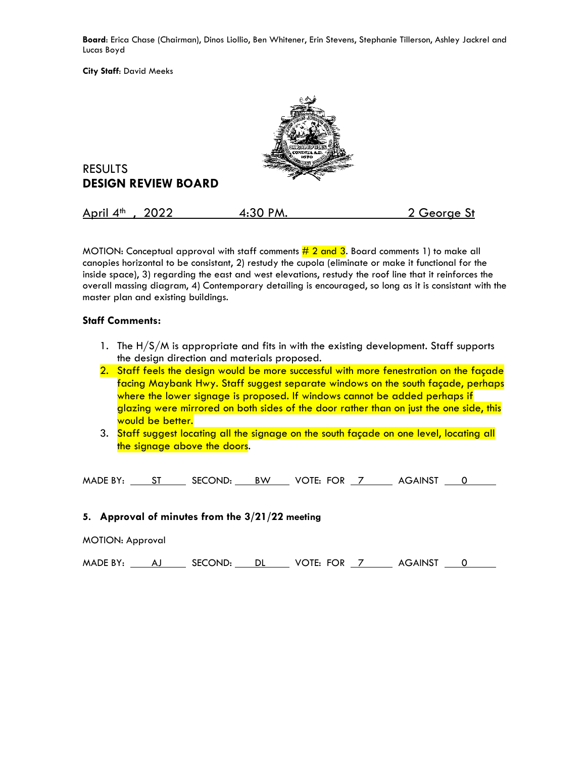**Board**: Erica Chase (Chairman), Dinos Liollio, Ben Whitener, Erin Stevens, Stephanie Tillerson, Ashley Jackrel and Lucas Boyd

**City Staff**: David Meeks

RESULTS

**DESIGN REVIEW BOARD**

April 4th , 2022 4:30 PM. 2 George St

MOTION: Conceptual approval with staff comments # 2 and 3. Board comments 1) to make all canopies horizontal to be consistant, 2) restudy the cupola (eliminate or make it functional for the inside space), 3) regarding the east and west elevations, restudy the roof line that it reinforces the overall massing diagram, 4) Contemporary detailing is encouraged, so long as it is consistant with the master plan and existing buildings.

**Staff Comments:**

1. The H/S/M is appropriate and fits in with the existing development. Staff supports the design direction and materials proposed.
2. Staff feels the design would be more successful with more fenestration on the façade facing Maybank Hwy. Staff suggest separate windows on the south façade, perhaps where the lower signage is proposed. If windows cannot be added perhaps if glazing were mirrored on both sides of the door rather than on just the one side, this would be better.
3. Staff suggest locating all the signage on the south façade on one level, locating all the signage above the doors.

MADE BY: ST SECOND: BW VOTE: FOR 7 AGAINST 0

**5. Approval of minutes from the 3/21/22 meeting**

MOTION: Approval

MADE BY: AJ SECOND: DL VOTE: FOR 7 AGAINST 0